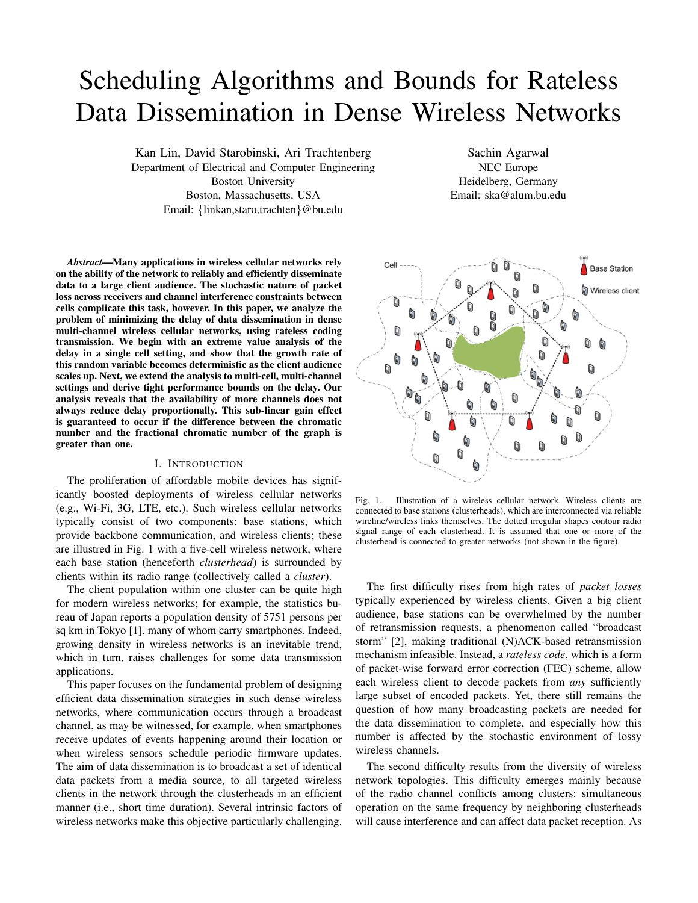# Scheduling Algorithms and Bounds for Rateless Data Dissemination in Dense Wireless Networks

Kan Lin, David Starobinski, Ari Trachtenberg
Department of Electrical and Computer Engineering
Boston University
Boston, Massachusetts, USA
Email: {linkan,staro,trachten}@bu.edu

Sachin Agarwal
NEC Europe
Heidelberg, Germany
Email: ska@alum.bu.edu

***Abstract*—Many applications in wireless cellular networks rely on the ability of the network to reliably and efficiently disseminate data to a large client audience. The stochastic nature of packet loss across receivers and channel interference constraints between cells complicate this task, however. In this paper, we analyze the problem of minimizing the delay of data dissemination in dense multi-channel wireless cellular networks, using rateless coding transmission. We begin with an extreme value analysis of the delay in a single cell setting, and show that the growth rate of this random variable becomes deterministic as the client audience scales up. Next, we extend the analysis to multi-cell, multi-channel settings and derive tight performance bounds on the delay. Our analysis reveals that the availability of more channels does not always reduce delay proportionally. This sub-linear gain effect is guaranteed to occur if the difference between the chromatic number and the fractional chromatic number of the graph is greater than one.**

## I. Introduction

The proliferation of affordable mobile devices has significantly boosted deployments of wireless cellular networks (e.g., Wi-Fi, 3G, LTE, etc.). Such wireless cellular networks typically consist of two components: base stations, which provide backbone communication, and wireless clients; these are illustred in Fig. 1 with a five-cell wireless network, where each base station (henceforth *clusterhead*) is surrounded by clients within its radio range (collectively called a *cluster*).

The client population within one cluster can be quite high for modern wireless networks; for example, the statistics bureau of Japan reports a population density of 5751 persons per sq km in Tokyo [1], many of whom carry smartphones. Indeed, growing density in wireless networks is an inevitable trend, which in turn, raises challenges for some data transmission applications.

This paper focuses on the fundamental problem of designing efficient data dissemination strategies in such dense wireless networks, where communication occurs through a broadcast channel, as may be witnessed, for example, when smartphones receive updates of events happening around their location or when wireless sensors schedule periodic firmware updates. The aim of data dissemination is to broadcast a set of identical data packets from a media source, to all targeted wireless clients in the network through the clusterheads in an efficient manner (i.e., short time duration). Several intrinsic factors of wireless networks make this objective particularly challenging.

Fig. 1. Illustration of a wireless cellular network. Wireless clients are connected to base stations (clusterheads), which are interconnected via reliable wireline/wireless links themselves. The dotted irregular shapes contour radio signal range of each clusterhead. It is assumed that one or more of the clusterhead is connected to greater networks (not shown in the figure).

The first difficulty rises from high rates of *packet losses* typically experienced by wireless clients. Given a big client audience, base stations can be overwhelmed by the number of retransmission requests, a phenomenon called "broadcast storm" [2], making traditional (N)ACK-based retransmission mechanism infeasible. Instead, a *rateless code*, which is a form of packet-wise forward error correction (FEC) scheme, allow each wireless client to decode packets from *any* sufficiently large subset of encoded packets. Yet, there still remains the question of how many broadcasting packets are needed for the data dissemination to complete, and especially how this number is affected by the stochastic environment of lossy wireless channels.

The second difficulty results from the diversity of wireless network topologies. This difficulty emerges mainly because of the radio channel conflicts among clusters: simultaneous operation on the same frequency by neighboring clusterheads will cause interference and can affect data packet reception. As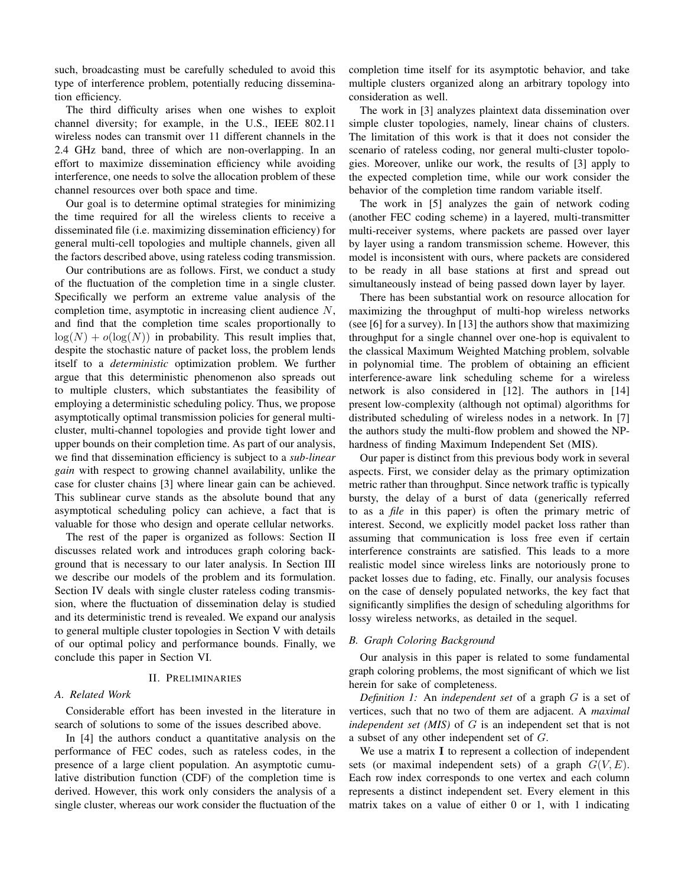such, broadcasting must be carefully scheduled to avoid this type of interference problem, potentially reducing dissemination efficiency.

The third difficulty arises when one wishes to exploit channel diversity; for example, in the U.S., IEEE 802.11 wireless nodes can transmit over 11 different channels in the 2.4 GHz band, three of which are non-overlapping. In an effort to maximize dissemination efficiency while avoiding interference, one needs to solve the allocation problem of these channel resources over both space and time.

Our goal is to determine optimal strategies for minimizing the time required for all the wireless clients to receive a disseminated file (i.e. maximizing dissemination efficiency) for general multi-cell topologies and multiple channels, given all the factors described above, using rateless coding transmission.

Our contributions are as follows. First, we conduct a study of the fluctuation of the completion time in a single cluster. Specifically we perform an extreme value analysis of the completion time, asymptotic in increasing client audience $N$, and find that the completion time scales proportionally to $\log(N) + o(\log(N))$ in probability. This result implies that, despite the stochastic nature of packet loss, the problem lends itself to a *deterministic* optimization problem. We further argue that this deterministic phenomenon also spreads out to multiple clusters, which substantiates the feasibility of employing a deterministic scheduling policy. Thus, we propose asymptotically optimal transmission policies for general multi-cluster, multi-channel topologies and provide tight lower and upper bounds on their completion time. As part of our analysis, we find that dissemination efficiency is subject to a *sub-linear gain* with respect to growing channel availability, unlike the case for cluster chains [3] where linear gain can be achieved. This sublinear curve stands as the absolute bound that any asymptotical scheduling policy can achieve, a fact that is valuable for those who design and operate cellular networks.

The rest of the paper is organized as follows: Section II discusses related work and introduces graph coloring background that is necessary to our later analysis. In Section III we describe our models of the problem and its formulation. Section IV deals with single cluster rateless coding transmission, where the fluctuation of dissemination delay is studied and its deterministic trend is revealed. We expand our analysis to general multiple cluster topologies in Section V with details of our optimal policy and performance bounds. Finally, we conclude this paper in Section VI.

## II. Preliminaries

### A. Related Work

Considerable effort has been invested in the literature in search of solutions to some of the issues described above.

In [4] the authors conduct a quantitative analysis on the performance of FEC codes, such as rateless codes, in the presence of a large client population. An asymptotic cumulative distribution function (CDF) of the completion time is derived. However, this work only considers the analysis of a single cluster, whereas our work consider the fluctuation of the completion time itself for its asymptotic behavior, and take multiple clusters organized along an arbitrary topology into consideration as well.

The work in [3] analyzes plaintext data dissemination over simple cluster topologies, namely, linear chains of clusters. The limitation of this work is that it does not consider the scenario of rateless coding, nor general multi-cluster topologies. Moreover, unlike our work, the results of [3] apply to the expected completion time, while our work consider the behavior of the completion time random variable itself.

The work in [5] analyzes the gain of network coding (another FEC coding scheme) in a layered, multi-transmitter multi-receiver systems, where packets are passed over layer by layer using a random transmission scheme. However, this model is inconsistent with ours, where packets are considered to be ready in all base stations at first and spread out simultaneously instead of being passed down layer by layer.

There has been substantial work on resource allocation for maximizing the throughput of multi-hop wireless networks (see [6] for a survey). In [13] the authors show that maximizing throughput for a single channel over one-hop is equivalent to the classical Maximum Weighted Matching problem, solvable in polynomial time. The problem of obtaining an efficient interference-aware link scheduling scheme for a wireless network is also considered in [12]. The authors in [14] present low-complexity (although not optimal) algorithms for distributed scheduling of wireless nodes in a network. In [7] the authors study the multi-flow problem and showed the NP-hardness of finding Maximum Independent Set (MIS).

Our paper is distinct from this previous body work in several aspects. First, we consider delay as the primary optimization metric rather than throughput. Since network traffic is typically bursty, the delay of a burst of data (generically referred to as a *file* in this paper) is often the primary metric of interest. Second, we explicitly model packet loss rather than assuming that communication is loss free even if certain interference constraints are satisfied. This leads to a more realistic model since wireless links are notoriously prone to packet losses due to fading, etc. Finally, our analysis focuses on the case of densely populated networks, the key fact that significantly simplifies the design of scheduling algorithms for lossy wireless networks, as detailed in the sequel.

### B. Graph Coloring Background

Our analysis in this paper is related to some fundamental graph coloring problems, the most significant of which we list herein for sake of completeness.

*Definition 1:* An *independent set* of a graph $G$ is a set of vertices, such that no two of them are adjacent. A *maximal independent set (MIS)* of $G$ is an independent set that is not a subset of any other independent set of $G$.

We use a matrix $\mathbf{I}$ to represent a collection of independent sets (or maximal independent sets) of a graph $G(V, E)$. Each row index corresponds to one vertex and each column represents a distinct independent set. Every element in this matrix takes on a value of either 0 or 1, with 1 indicating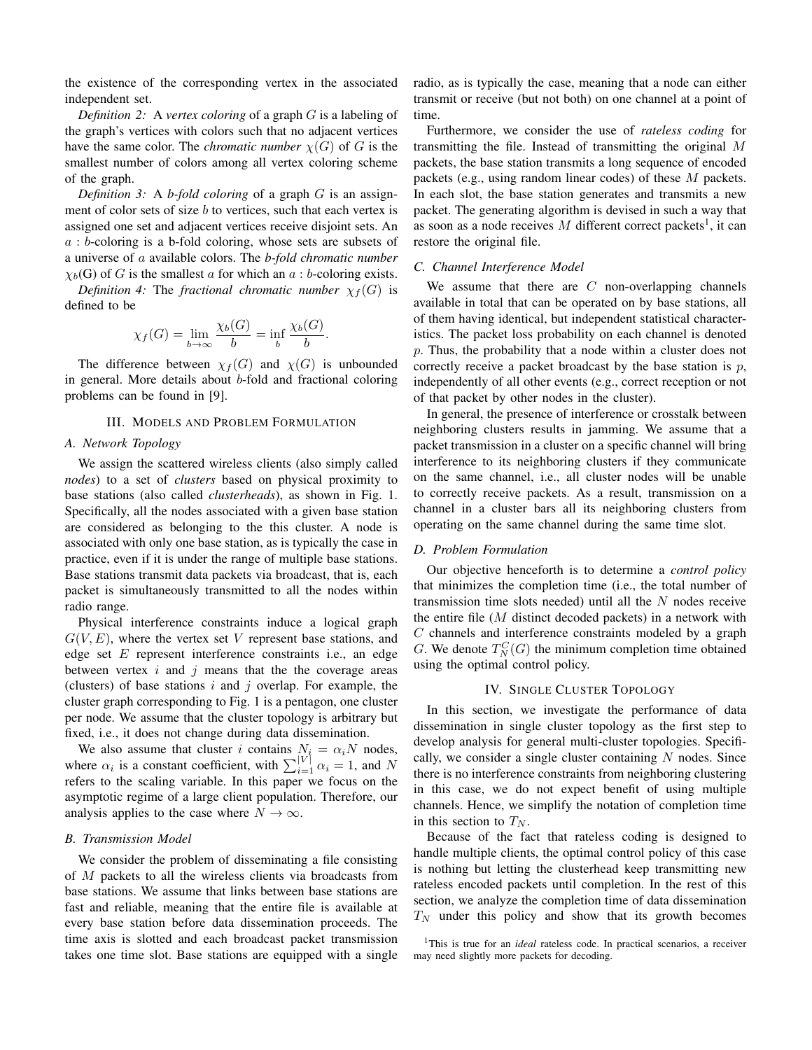the existence of the corresponding vertex in the associated independent set.

*Definition 2:* A *vertex coloring* of a graph $G$ is a labeling of the graph's vertices with colors such that no adjacent vertices have the same color. The *chromatic number* $\chi(G)$ of $G$ is the smallest number of colors among all vertex coloring scheme of the graph.

*Definition 3:* A *b-fold coloring* of a graph $G$ is an assignment of color sets of size $b$ to vertices, such that each vertex is assigned one set and adjacent vertices receive disjoint sets. An $a : b$-coloring is a b-fold coloring, whose sets are subsets of a universe of $a$ available colors. The *b-fold chromatic number* $\chi_b$(G) of $G$ is the smallest $a$ for which an $a : b$-coloring exists.

*Definition 4:* The *fractional chromatic number* $\chi_f(G)$ is defined to be

$$\chi_f(G) = \lim_{b\to\infty} \frac{\chi_b(G)}{b} = \inf_b \frac{\chi_b(G)}{b}.$$

The difference between $\chi_f(G)$ and $\chi(G)$ is unbounded in general. More details about $b$-fold and fractional coloring problems can be found in [9].

## III. Models and Problem Formulation

### A. Network Topology

We assign the scattered wireless clients (also simply called *nodes*) to a set of *clusters* based on physical proximity to base stations (also called *clusterheads*), as shown in Fig. 1. Specifically, all the nodes associated with a given base station are considered as belonging to the this cluster. A node is associated with only one base station, as is typically the case in practice, even if it is under the range of multiple base stations. Base stations transmit data packets via broadcast, that is, each packet is simultaneously transmitted to all the nodes within radio range.

Physical interference constraints induce a logical graph $G(V, E)$, where the vertex set $V$ represent base stations, and edge set $E$ represent interference constraints i.e., an edge between vertex $i$ and $j$ means that the the coverage areas (clusters) of base stations $i$ and $j$ overlap. For example, the cluster graph corresponding to Fig. 1 is a pentagon, one cluster per node. We assume that the cluster topology is arbitrary but fixed, i.e., it does not change during data dissemination.

We also assume that cluster $i$ contains $N_i = \alpha_i N$ nodes, where $\alpha_i$ is a constant coefficient, with $\sum_{i=1}^{|V|} \alpha_i = 1$, and $N$ refers to the scaling variable. In this paper we focus on the asymptotic regime of a large client population. Therefore, our analysis applies to the case where $N \to \infty$.

### B. Transmission Model

We consider the problem of disseminating a file consisting of $M$ packets to all the wireless clients via broadcasts from base stations. We assume that links between base stations are fast and reliable, meaning that the entire file is available at every base station before data dissemination proceeds. The time axis is slotted and each broadcast packet transmission takes one time slot. Base stations are equipped with a single radio, as is typically the case, meaning that a node can either transmit or receive (but not both) on one channel at a point of time.

Furthermore, we consider the use of *rateless coding* for transmitting the file. Instead of transmitting the original $M$ packets, the base station transmits a long sequence of encoded packets (e.g., using random linear codes) of these $M$ packets. In each slot, the base station generates and transmits a new packet. The generating algorithm is devised in such a way that as soon as a node receives $M$ different correct packets[1], it can restore the original file.

### C. Channel Interference Model

We assume that there are $C$ non-overlapping channels available in total that can be operated on by base stations, all of them having identical, but independent statistical characteristics. The packet loss probability on each channel is denoted $p$. Thus, the probability that a node within a cluster does not correctly receive a packet broadcast by the base station is $p$, independently of all other events (e.g., correct reception or not of that packet by other nodes in the cluster).

In general, the presence of interference or crosstalk between neighboring clusters results in jamming. We assume that a packet transmission in a cluster on a specific channel will bring interference to its neighboring clusters if they communicate on the same channel, i.e., all cluster nodes will be unable to correctly receive packets. As a result, transmission on a channel in a cluster bars all its neighboring clusters from operating on the same channel during the same time slot.

### D. Problem Formulation

Our objective henceforth is to determine a *control policy* that minimizes the completion time (i.e., the total number of transmission time slots needed) until all the $N$ nodes receive the entire file ($M$ distinct decoded packets) in a network with $C$ channels and interference constraints modeled by a graph $G$. We denote $T_N^C(G)$ the minimum completion time obtained using the optimal control policy.

## IV. Single Cluster Topology

In this section, we investigate the performance of data dissemination in single cluster topology as the first step to develop analysis for general multi-cluster topologies. Specifically, we consider a single cluster containing $N$ nodes. Since there is no interference constraints from neighboring clustering in this case, we do not expect benefit of using multiple channels. Hence, we simplify the notation of completion time in this section to $T_N$.

Because of the fact that rateless coding is designed to handle multiple clients, the optimal control policy of this case is nothing but letting the clusterhead keep transmitting new rateless encoded packets until completion. In the rest of this section, we analyze the completion time of data dissemination $T_N$ under this policy and show that its growth becomes

[1] This is true for an *ideal* rateless code. In practical scenarios, a receiver may need slightly more packets for decoding.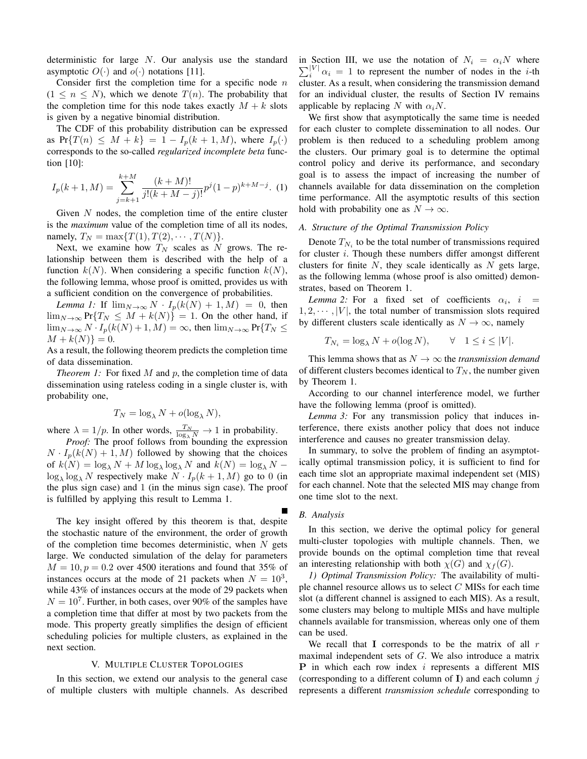deterministic for large $N$. Our analysis use the standard asymptotic $O(\cdot)$ and $o(\cdot)$ notations [11].

Consider first the completion time for a specific node $n$ ($1 \leq n \leq N$), which we denote $T(n)$. The probability that the completion time for this node takes exactly $M+k$ slots is given by a negative binomial distribution.

The CDF of this probability distribution can be expressed as $\Pr\{T(n) \leq M+k\} = 1 - I_p(k+1, M)$, where $I_p(\cdot)$ corresponds to the so-called *regularized incomplete beta* function [10]:

$$I_p(k+1, M) = \sum_{j=k+1}^{k+M} \frac{(k+M)!}{j!(k+M-j)!} p^j (1-p)^{k+M-j}. \quad (1)$$

Given $N$ nodes, the completion time of the entire cluster is the *maximum* value of the completion time of all its nodes, namely, $T_N = \max\{T(1), T(2), \cdots, T(N)\}$.

Next, we examine how $T_N$ scales as $N$ grows. The relationship between them is described with the help of a function $k(N)$. When considering a specific function $k(N)$, the following lemma, whose proof is omitted, provides us with a sufficient condition on the convergence of probabilities.

*Lemma 1:* If $\lim_{N\to\infty} N \cdot I_p(k(N)+1, M) = 0$, then $\lim_{N\to\infty} \Pr\{T_N \leq M + k(N)\} = 1$. On the other hand, if $\lim_{N\to\infty} N \cdot I_p(k(N)+1, M) = \infty$, then $\lim_{N\to\infty} \Pr\{T_N \leq M + k(N)\} = 0$.

As a result, the following theorem predicts the completion time of data dissemination.

*Theorem 1:* For fixed $M$ and $p$, the completion time of data dissemination using rateless coding in a single cluster is, with probability one,

$$T_N = \log_\lambda N + o(\log_\lambda N),$$

where $\lambda = 1/p$. In other words, $\frac{T_N}{\log_\lambda N} \to 1$ in probability.

*Proof:* The proof follows from bounding the expression $N \cdot I_p(k(N)+1, M)$ followed by showing that the choices of $k(N) = \log_\lambda N + M \log_\lambda \log_\lambda N$ and $k(N) = \log_\lambda N - \log_\lambda \log_\lambda N$ respectively make $N \cdot I_p(k+1, M)$ go to 0 (in the plus sign case) and 1 (in the minus sign case). The proof is fulfilled by applying this result to Lemma 1. ∎

The key insight offered by this theorem is that, despite the stochastic nature of the environment, the order of growth of the completion time becomes deterministic, when $N$ gets large. We conducted simulation of the delay for parameters $M = 10, p = 0.2$ over 4500 iterations and found that 35% of instances occurs at the mode of 21 packets when $N = 10^3$, while 43% of instances occurs at the mode of 29 packets when $N = 10^7$. Further, in both cases, over 90% of the samples have a completion time that differ at most by two packets from the mode. This property greatly simplifies the design of efficient scheduling policies for multiple clusters, as explained in the next section.

## V. Multiple Cluster Topologies

In this section, we extend our analysis to the general case of multiple clusters with multiple channels. As described in Section III, we use the notation of $N_i = \alpha_i N$ where $\sum_i^{|V|} \alpha_i = 1$ to represent the number of nodes in the $i$-th cluster. As a result, when considering the transmission demand for an individual cluster, the results of Section IV remains applicable by replacing $N$ with $\alpha_i N$.

We first show that asymptotically the same time is needed for each cluster to complete dissemination to all nodes. Our problem is then reduced to a scheduling problem among the clusters. Our primary goal is to determine the optimal control policy and derive its performance, and secondary goal is to assess the impact of increasing the number of channels available for data dissemination on the completion time performance. All the asymptotic results of this section hold with probability one as $N \to \infty$.

### A. Structure of the Optimal Transmission Policy

Denote $T_{N_i}$ to be the total number of transmissions required for cluster $i$. Though these numbers differ amongst different clusters for finite $N$, they scale identically as $N$ gets large, as the following lemma (whose proof is also omitted) demonstrates, based on Theorem 1.

*Lemma 2:* For a fixed set of coefficients $\alpha_i$, $i = 1, 2, \cdots, |V|$, the total number of transmission slots required by different clusters scale identically as $N \to \infty$, namely

$$T_{N_i} = \log_\lambda N + o(\log N), \qquad \forall \quad 1 \leq i \leq |V|.$$

This lemma shows that as $N \to \infty$ the *transmission demand* of different clusters becomes identical to $T_N$, the number given by Theorem 1.

According to our channel interference model, we further have the following lemma (proof is omitted).

*Lemma 3:* For any transmission policy that induces interference, there exists another policy that does not induce interference and causes no greater transmission delay.

In summary, to solve the problem of finding an asymptotically optimal transmission policy, it is sufficient to find for each time slot an appropriate maximal independent set (MIS) for each channel. Note that the selected MIS may change from one time slot to the next.

### B. Analysis

In this section, we derive the optimal policy for general multi-cluster topologies with multiple channels. Then, we provide bounds on the optimal completion time that reveal an interesting relationship with both $\chi(G)$ and $\chi_f(G)$.

*1) Optimal Transmission Policy:* The availability of multiple channel resource allows us to select $C$ MISs for each time slot (a different channel is assigned to each MIS). As a result, some clusters may belong to multiple MISs and have multiple channels available for transmission, whereas only one of them can be used.

We recall that $\mathbf{I}$ corresponds to be the matrix of all $r$ maximal independent sets of $G$. We also introduce a matrix $\mathbf{P}$ in which each row index $i$ represents a different MIS (corresponding to a different column of $\mathbf{I}$) and each column $j$ represents a different *transmission schedule* corresponding to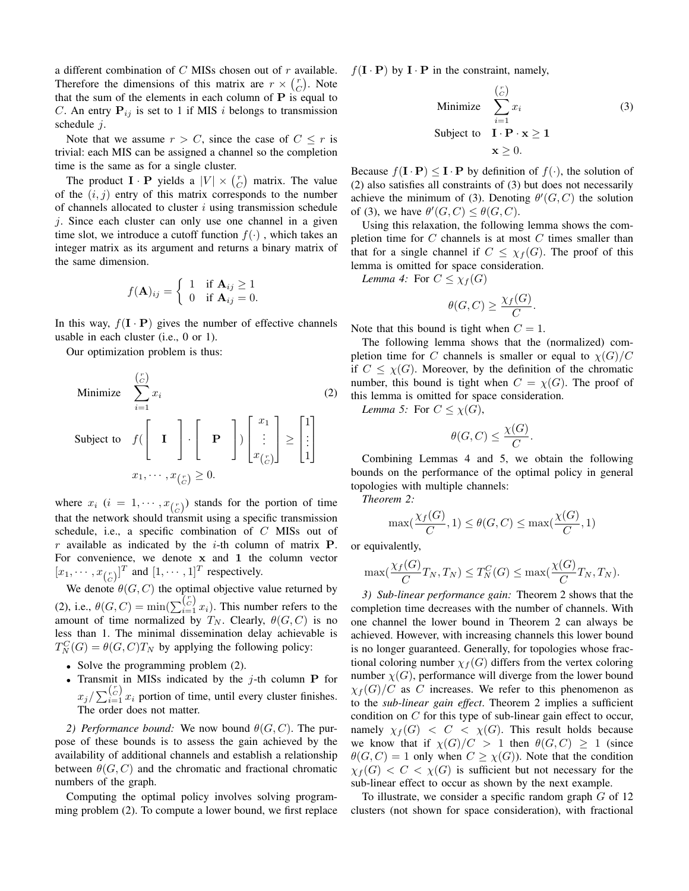a different combination of $C$ MISs chosen out of $r$ available. Therefore the dimensions of this matrix are $r \times \binom{r}{C}$. Note that the sum of the elements in each column of $\mathbf{P}$ is equal to $C$. An entry $\mathbf{P}_{ij}$ is set to 1 if MIS $i$ belongs to transmission schedule $j$.

Note that we assume $r > C$, since the case of $C \leq r$ is trivial: each MIS can be assigned a channel so the completion time is the same as for a single cluster.

The product $\mathbf{I} \cdot \mathbf{P}$ yields a $|V| \times \binom{r}{C}$ matrix. The value of the $(i, j)$ entry of this matrix corresponds to the number of channels allocated to cluster $i$ using transmission schedule $j$. Since each cluster can only use one channel in a given time slot, we introduce a cutoff function $f(\cdot)$ , which takes an integer matrix as its argument and returns a binary matrix of the same dimension.

$$f(\mathbf{A})_{ij} = \begin{cases} 1 & \text{if } \mathbf{A}_{ij} \geq 1 \\ 0 & \text{if } \mathbf{A}_{ij} = 0. \end{cases}$$

In this way, $f(\mathbf{I} \cdot \mathbf{P})$ gives the number of effective channels usable in each cluster (i.e., 0 or 1).

Our optimization problem is thus:

$$\begin{aligned} \text{Minimize} \quad & \sum_{i=1}^{\binom{r}{C}} x_i \\ \text{Subject to} \quad & f\left( \left[ \ \mathbf{I} \ \right] \cdot \left[ \ \mathbf{P} \ \right] \right) \begin{bmatrix} x_1 \\ \vdots \\ x_{\binom{r}{C}} \end{bmatrix} \geq \begin{bmatrix} 1 \\ \vdots \\ 1 \end{bmatrix} \\ & x_1, \cdots, x_{\binom{r}{C}} \geq 0. \end{aligned} \tag{2}$$

where $x_i$ ($i = 1, \cdots, x_{\binom{r}{C}}$) stands for the portion of time that the network should transmit using a specific transmission schedule, i.e., a specific combination of $C$ MISs out of $r$ available as indicated by the $i$-th column of matrix $\mathbf{P}$. For convenience, we denote $\mathbf{x}$ and $\mathbf{1}$ the column vector $[x_1, \cdots, x_{\binom{r}{C}}]^T$ and $[1, \cdots, 1]^T$ respectively.

We denote $\theta(G, C)$ the optimal objective value returned by (2), i.e., $\theta(G, C) = \min(\sum_{i=1}^{\binom{r}{C}} x_i)$. This number refers to the amount of time normalized by $T_N$. Clearly, $\theta(G, C)$ is no less than 1. The minimal dissemination delay achievable is $T_N^C(G) = \theta(G, C) T_N$ by applying the following policy:

- Solve the programming problem (2).
- Transmit in MISs indicated by the $j$-th column $\mathbf{P}$ for $x_j / \sum_{i=1}^{\binom{r}{C}} x_i$ portion of time, until every cluster finishes. The order does not matter.

*2) Performance bound:* We now bound $\theta(G, C)$. The purpose of these bounds is to assess the gain achieved by the availability of additional channels and establish a relationship between $\theta(G, C)$ and the chromatic and fractional chromatic numbers of the graph.

Computing the optimal policy involves solving programming problem (2). To compute a lower bound, we first replace $f(\mathbf{I} \cdot \mathbf{P})$ by $\mathbf{I} \cdot \mathbf{P}$ in the constraint, namely,

$$\begin{aligned} \text{Minimize} \quad & \sum_{i=1}^{\binom{r}{C}} x_i \\ \text{Subject to} \quad & \mathbf{I} \cdot \mathbf{P} \cdot \mathbf{x} \geq \mathbf{1} \\ & \mathbf{x} \geq 0. \end{aligned} \tag{3}$$

Because $f(\mathbf{I} \cdot \mathbf{P}) \leq \mathbf{I} \cdot \mathbf{P}$ by definition of $f(\cdot)$, the solution of (2) also satisfies all constraints of (3) but does not necessarily achieve the minimum of (3). Denoting $\theta'(G, C)$ the solution of (3), we have $\theta'(G, C) \leq \theta(G, C)$.

Using this relaxation, the following lemma shows the completion time for $C$ channels is at most $C$ times smaller than that for a single channel if $C \leq \chi_f(G)$. The proof of this lemma is omitted for space consideration.

*Lemma 4:* For $C \leq \chi_f(G)$

$$\theta(G, C) \geq \frac{\chi_f(G)}{C}.$$

Note that this bound is tight when $C = 1$.

The following lemma shows that the (normalized) completion time for $C$ channels is smaller or equal to $\chi(G)/C$ if $C \leq \chi(G)$. Moreover, by the definition of the chromatic number, this bound is tight when $C = \chi(G)$. The proof of this lemma is omitted for space consideration.

*Lemma 5:* For $C \leq \chi(G)$,

$$\theta(G, C) \leq \frac{\chi(G)}{C}.$$

Combining Lemmas 4 and 5, we obtain the following bounds on the performance of the optimal policy in general topologies with multiple channels:

*Theorem 2:*

$$\max(\frac{\chi_f(G)}{C}, 1) \leq \theta(G, C) \leq \max(\frac{\chi(G)}{C}, 1)$$

or equivalently,

$$\max(\frac{\chi_f(G)}{C} T_N, T_N) \leq T_N^C(G) \leq \max(\frac{\chi(G)}{C} T_N, T_N).$$

*3) Sub-linear performance gain:* Theorem 2 shows that the completion time decreases with the number of channels. With one channel the lower bound in Theorem 2 can always be achieved. However, with increasing channels this lower bound is no longer guaranteed. Generally, for topologies whose fractional coloring number $\chi_f(G)$ differs from the vertex coloring number $\chi(G)$, performance will diverge from the lower bound $\chi_f(G)/C$ as $C$ increases. We refer to this phenomenon as to the *sub-linear gain effect*. Theorem 2 implies a sufficient condition on $C$ for this type of sub-linear gain effect to occur, namely $\chi_f(G) < C < \chi(G)$. This result holds because we know that if $\chi(G)/C > 1$ then $\theta(G, C) \geq 1$ (since $\theta(G, C) = 1$ only when $C \geq \chi(G)$). Note that the condition $\chi_f(G) < C < \chi(G)$ is sufficient but not necessary for the sub-linear effect to occur as shown by the next example.

To illustrate, we consider a specific random graph $G$ of 12 clusters (not shown for space consideration), with fractional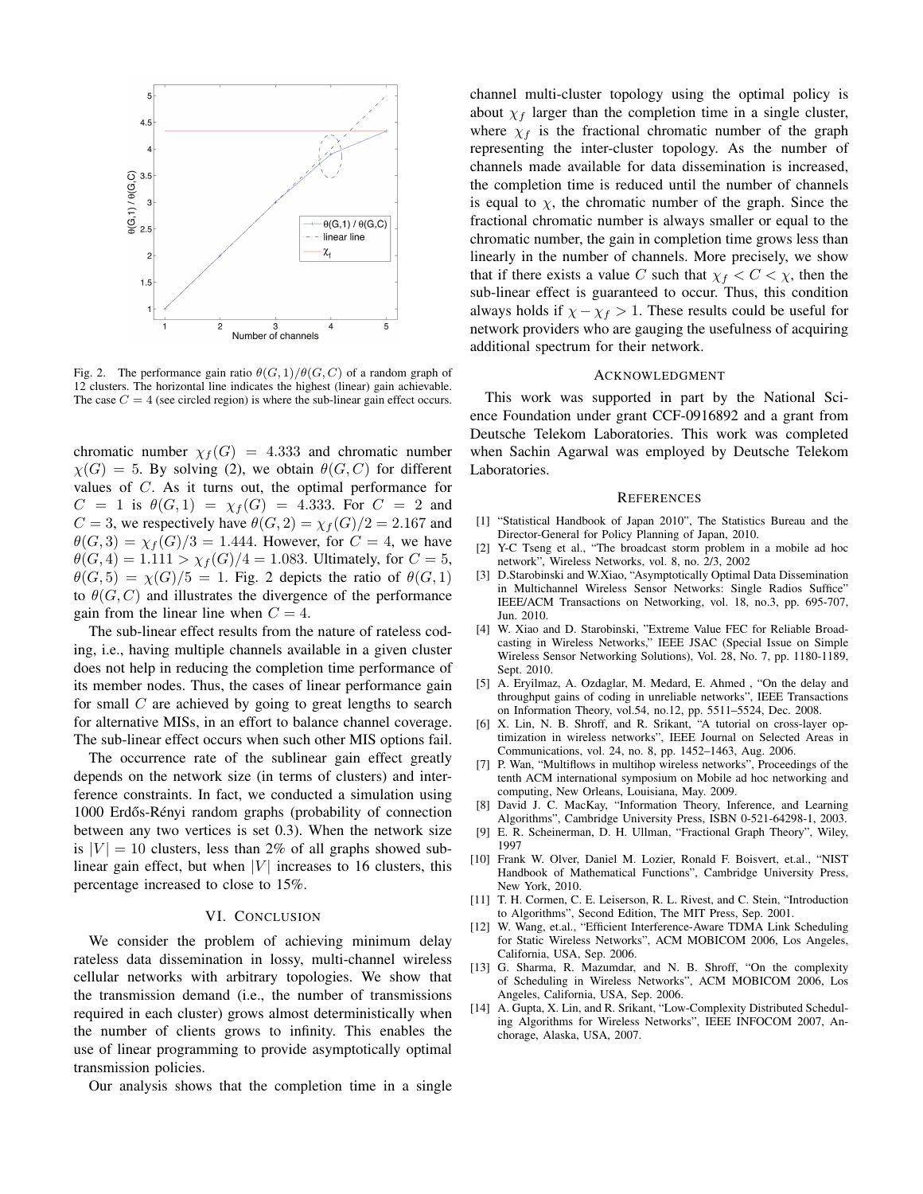5
4.5
4
3.5
3
2.5
2
1.5
1

1 2 3 4 5

Number of channels

$\theta(G,1) / \theta(G,C)$

$\theta(G,1) / \theta(G,C)$
linear line
$\chi_f$

Fig. 2. The performance gain ratio $\theta(G,1)/\theta(G,C)$ of a random graph of 12 clusters. The horizontal line indicates the highest (linear) gain achievable. The case $C = 4$ (see circled region) is where the sub-linear gain effect occurs.

chromatic number $\chi_f(G) = 4.333$ and chromatic number $\chi(G) = 5$. By solving (2), we obtain $\theta(G,C)$ for different values of $C$. As it turns out, the optimal performance for $C = 1$ is $\theta(G,1) = \chi_f(G) = 4.333$. For $C = 2$ and $C = 3$, we respectively have $\theta(G,2) = \chi_f(G)/2 = 2.167$ and $\theta(G,3) = \chi_f(G)/3 = 1.444$. However, for $C = 4$, we have $\theta(G,4) = 1.111 > \chi_f(G)/4 = 1.083$. Ultimately, for $C = 5$, $\theta(G,5) = \chi(G)/5 = 1$. Fig. 2 depicts the ratio of $\theta(G,1)$ to $\theta(G,C)$ and illustrates the divergence of the performance gain from the linear line when $C = 4$.

The sub-linear effect results from the nature of rateless coding, i.e., having multiple channels available in a given cluster does not help in reducing the completion time performance of its member nodes. Thus, the cases of linear performance gain for small $C$ are achieved by going to great lengths to search for alternative MISs, in an effort to balance channel coverage. The sub-linear effect occurs when such other MIS options fail.

The occurrence rate of the sublinear gain effect greatly depends on the network size (in terms of clusters) and interference constraints. In fact, we conducted a simulation using 1000 Erdős-Rényi random graphs (probability of connection between any two vertices is set 0.3). When the network size is $|V| = 10$ clusters, less than 2% of all graphs showed sub-linear gain effect, but when $|V|$ increases to 16 clusters, this percentage increased to close to 15%.

## VI. Conclusion

We consider the problem of achieving minimum delay rateless data dissemination in lossy, multi-channel wireless cellular networks with arbitrary topologies. We show that the transmission demand (i.e., the number of transmissions required in each cluster) grows almost deterministically when the number of clients grows to infinity. This enables the use of linear programming to provide asymptotically optimal transmission policies.

Our analysis shows that the completion time in a single channel multi-cluster topology using the optimal policy is about $\chi_f$ larger than the completion time in a single cluster, where $\chi_f$ is the fractional chromatic number of the graph representing the inter-cluster topology. As the number of channels made available for data dissemination is increased, the completion time is reduced until the number of channels is equal to $\chi$, the chromatic number of the graph. Since the fractional chromatic number is always smaller or equal to the chromatic number, the gain in completion time grows less than linearly in the number of channels. More precisely, we show that if there exists a value $C$ such that $\chi_f < C < \chi$, then the sub-linear effect is guaranteed to occur. Thus, this condition always holds if $\chi - \chi_f > 1$. These results could be useful for network providers who are gauging the usefulness of acquiring additional spectrum for their network.

## Acknowledgment

This work was supported in part by the National Science Foundation under grant CCF-0916892 and a grant from Deutsche Telekom Laboratories. This work was completed when Sachin Agarwal was employed by Deutsche Telekom Laboratories.

## References

[1] "Statistical Handbook of Japan 2010", The Statistics Bureau and the Director-General for Policy Planning of Japan, 2010.

[2] Y-C Tseng et al., "The broadcast storm problem in a mobile ad hoc network", Wireless Networks, vol. 8, no. 2/3, 2002

[3] D.Starobinski and W.Xiao, "Asymptotically Optimal Data Dissemination in Multichannel Wireless Sensor Networks: Single Radios Suffice" IEEE/ACM Transactions on Networking, vol. 18, no.3, pp. 695-707, Jun. 2010.

[4] W. Xiao and D. Starobinski, "Extreme Value FEC for Reliable Broadcasting in Wireless Networks," IEEE JSAC (Special Issue on Simple Wireless Sensor Networking Solutions), Vol. 28, No. 7, pp. 1180-1189, Sept. 2010.

[5] A. Eryilmaz, A. Ozdaglar, M. Medard, E. Ahmed , "On the delay and throughput gains of coding in unreliable networks", IEEE Transactions on Information Theory, vol.54, no.12, pp. 5511–5524, Dec. 2008.

[6] X. Lin, N. B. Shroff, and R. Srikant, "A tutorial on cross-layer optimization in wireless networks", IEEE Journal on Selected Areas in Communications, vol. 24, no. 8, pp. 1452–1463, Aug. 2006.

[7] P. Wan, "Multiflows in multihop wireless networks", Proceedings of the tenth ACM international symposium on Mobile ad hoc networking and computing, New Orleans, Louisiana, May. 2009.

[8] David J. C. MacKay, "Information Theory, Inference, and Learning Algorithms", Cambridge University Press, ISBN 0-521-64298-1, 2003.

[9] E. R. Scheinerman, D. H. Ullman, "Fractional Graph Theory", Wiley, 1997

[10] Frank W. Olver, Daniel M. Lozier, Ronald F. Boisvert, et.al., "NIST Handbook of Mathematical Functions", Cambridge University Press, New York, 2010.

[11] T. H. Cormen, C. E. Leiserson, R. L. Rivest, and C. Stein, "Introduction to Algorithms", Second Edition, The MIT Press, Sep. 2001.

[12] W. Wang, et.al., "Efficient Interference-Aware TDMA Link Scheduling for Static Wireless Networks", ACM MOBICOM 2006, Los Angeles, California, USA, Sep. 2006.

[13] G. Sharma, R. Mazumdar, and N. B. Shroff, "On the complexity of Scheduling in Wireless Networks", ACM MOBICOM 2006, Los Angeles, California, USA, Sep. 2006.

[14] A. Gupta, X. Lin, and R. Srikant, "Low-Complexity Distributed Scheduling Algorithms for Wireless Networks", IEEE INFOCOM 2007, Anchorage, Alaska, USA, 2007.